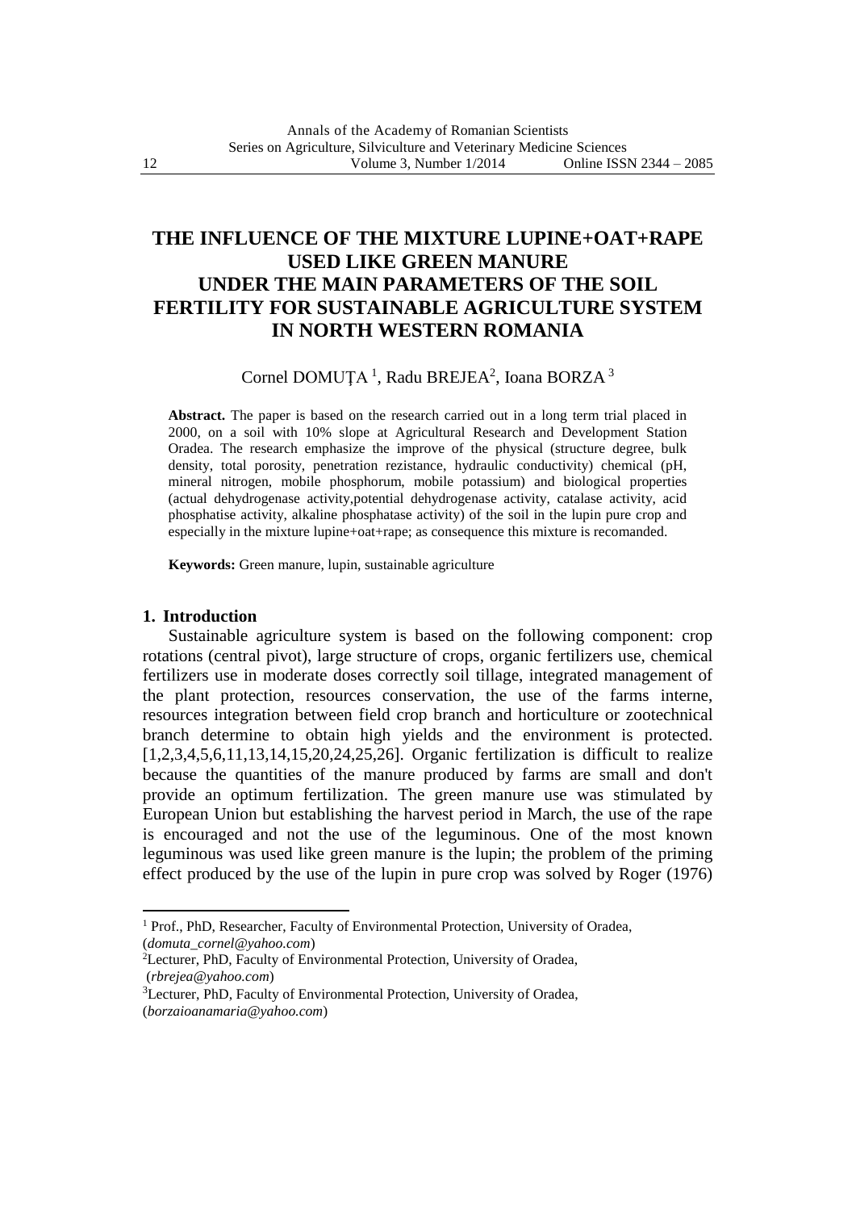# THE INFLUENCE OF THE MIXTURE LUPINE+OAT+RAPE USED LIKE GREEN MANURE UNDER THE MAIN PARAMETERS OF THE SOIL FERTILITY FOR SUSTAINABLE AGRICULTURE SYSTEM IN NORTH WESTERN ROMANIA

Cornel DOMUŢA [1], Radu BREJEA[2], Ioana BORZA [3]

**Abstract.** The paper is based on the research carried out in a long term trial placed in 2000, on a soil with 10% slope at Agricultural Research and Development Station Oradea. The research emphasize the improve of the physical (structure degree, bulk density, total porosity, penetration rezistance, hydraulic conductivity) chemical (pH, mineral nitrogen, mobile phosphorum, mobile potassium) and biological properties (actual dehydrogenase activity,potential dehydrogenase activity, catalase activity, acid phosphatise activity, alkaline phosphatase activity) of the soil in the lupin pure crop and especially in the mixture lupine+oat+rape; as consequence this mixture is recomanded.

**Keywords:** Green manure, lupin, sustainable agriculture

## 1. Introduction

Sustainable agriculture system is based on the following component: crop rotations (central pivot), large structure of crops, organic fertilizers use, chemical fertilizers use in moderate doses correctly soil tillage, integrated management of the plant protection, resources conservation, the use of the farms interne, resources integration between field crop branch and horticulture or zootechnical branch determine to obtain high yields and the environment is protected. [1,2,3,4,5,6,11,13,14,15,20,24,25,26]. Organic fertilization is difficult to realize because the quantities of the manure produced by farms are small and don't provide an optimum fertilization. The green manure use was stimulated by European Union but establishing the harvest period in March, the use of the rape is encouraged and not the use of the leguminous. One of the most known leguminous was used like green manure is the lupin; the problem of the priming effect produced by the use of the lupin in pure crop was solved by Roger (1976)

---

[1] Prof., PhD, Researcher, Faculty of Environmental Protection, University of Oradea, (*domuta_cornel@yahoo.com*)

[2] Lecturer, PhD, Faculty of Environmental Protection, University of Oradea, (*rbrejea@yahoo.com*)

[3] Lecturer, PhD, Faculty of Environmental Protection, University of Oradea, (*borzaioanamaria@yahoo.com*)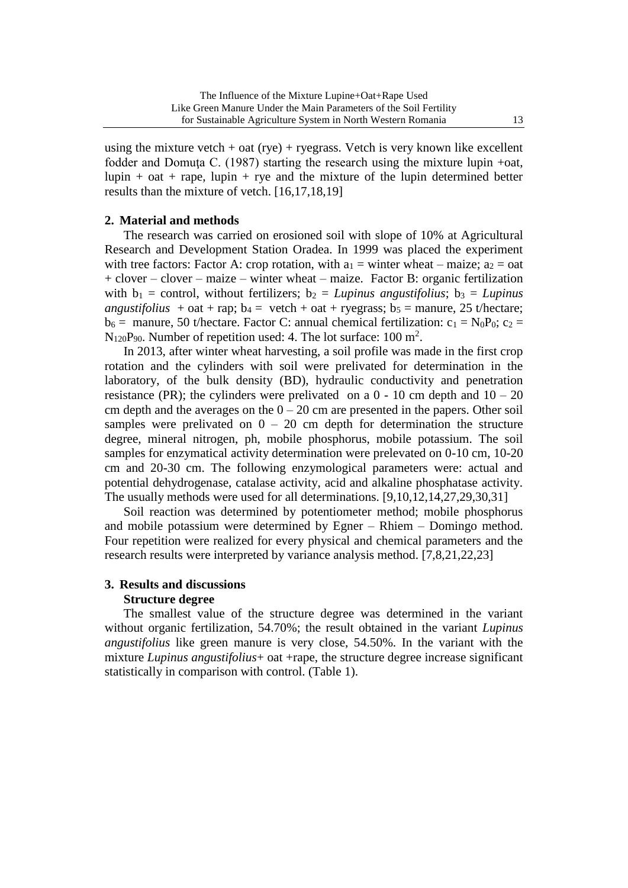using the mixture vetch + oat (rye) + ryegrass. Vetch is very known like excellent fodder and Domuţa C. (1987) starting the research using the mixture lupin +oat, lupin + oat + rape, lupin + rye and the mixture of the lupin determined better results than the mixture of vetch. [16,17,18,19]

## 2. Material and methods

The research was carried on erosioned soil with slope of 10% at Agricultural Research and Development Station Oradea. In 1999 was placed the experiment with tree factors: Factor A: crop rotation, with $a_1$ = winter wheat – maize; $a_2$ = oat + clover – clover – maize – winter wheat – maize. Factor B: organic fertilization with $b_1$ = control, without fertilizers; $b_2$ = *Lupinus angustifolius*; $b_3$ = *Lupinus angustifolius* + oat + rap; $b_4$ = vetch + oat + ryegrass; $b_5$ = manure, 25 t/hectare; $b_6$ = manure, 50 t/hectare. Factor C: annual chemical fertilization: $c_1 = N_0P_0$; $c_2 = N_{120}P_{90}$. Number of repetition used: 4. The lot surface: 100 $m^2$.

In 2013, after winter wheat harvesting, a soil profile was made in the first crop rotation and the cylinders with soil were prelivated for determination in the laboratory, of the bulk density (BD), hydraulic conductivity and penetration resistance (PR); the cylinders were prelivated on a 0 - 10 cm depth and 10 – 20 cm depth and the averages on the 0 – 20 cm are presented in the papers. Other soil samples were prelivated on 0 – 20 cm depth for determination the structure degree, mineral nitrogen, ph, mobile phosphorus, mobile potassium. The soil samples for enzymatical activity determination were prelevated on 0-10 cm, 10-20 cm and 20-30 cm. The following enzymological parameters were: actual and potential dehydrogenase, catalase activity, acid and alkaline phosphatase activity. The usually methods were used for all determinations. [9,10,12,14,27,29,30,31]

Soil reaction was determined by potentiometer method; mobile phosphorus and mobile potassium were determined by Egner – Rhiem – Domingo method. Four repetition were realized for every physical and chemical parameters and the research results were interpreted by variance analysis method. [7,8,21,22,23]

## 3. Results and discussions

### Structure degree

The smallest value of the structure degree was determined in the variant without organic fertilization, 54.70%; the result obtained in the variant *Lupinus angustifolius* like green manure is very close, 54.50%. In the variant with the mixture *Lupinus angustifolius*+ oat +rape, the structure degree increase significant statistically in comparison with control. (Table 1).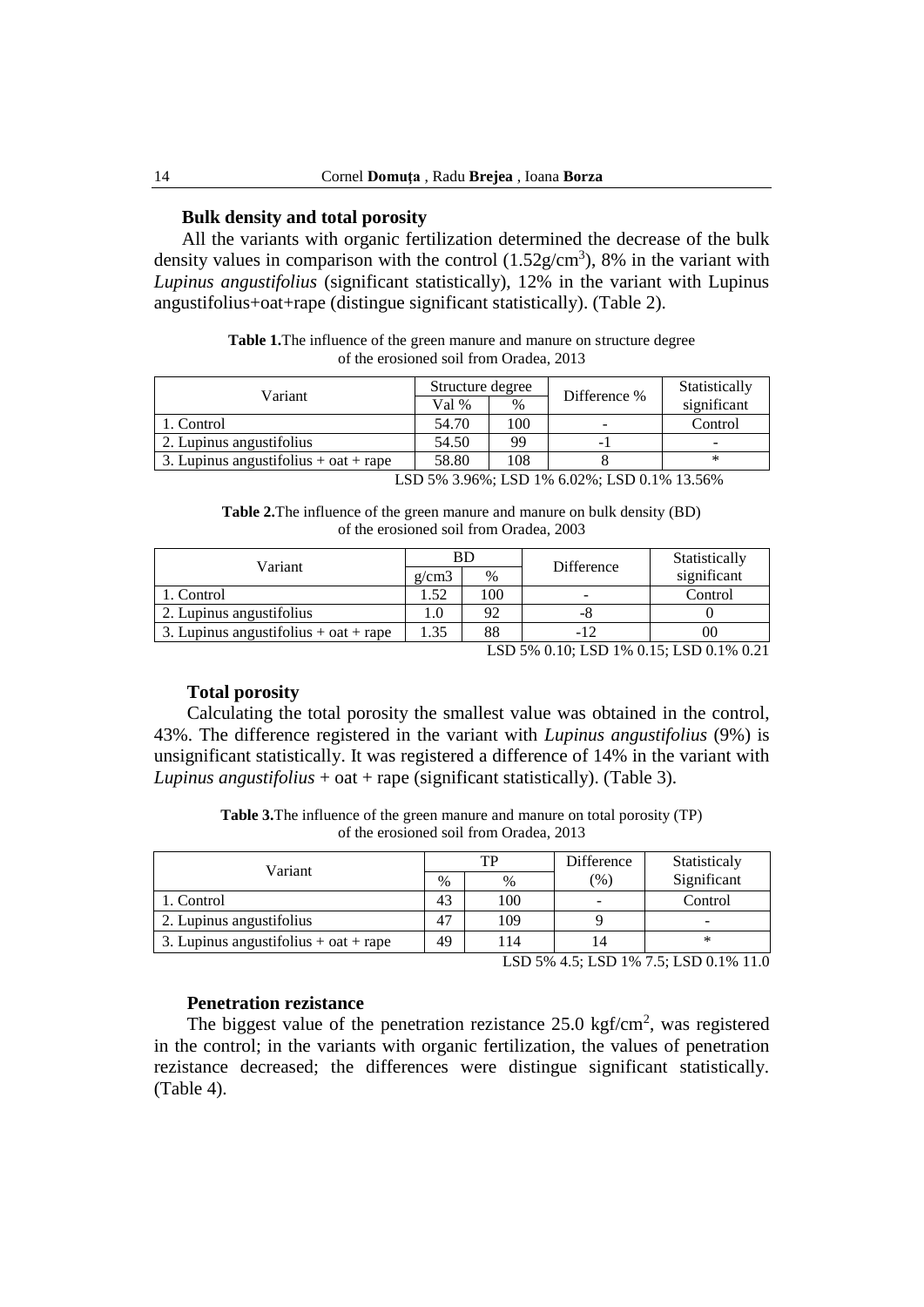**Bulk density and total porosity**

All the variants with organic fertilization determined the decrease of the bulk density values in comparison with the control (1.52g/cm$^3$), 8% in the variant with *Lupinus angustifolius* (significant statistically), 12% in the variant with Lupinus angustifolius+oat+rape (distingue significant statistically). (Table 2).

**Table 1.**The influence of the green manure and manure on structure degree of the erosioned soil from Oradea, 2013

| Variant | Structure degree | | Difference % | Statistically significant |
|---|---|---|---|---|
| | Val % | % | | |
| 1. Control | 54.70 | 100 | - | Control |
| 2. Lupinus angustifolius | 54.50 | 99 | -1 | - |
| 3. Lupinus angustifolius + oat + rape | 58.80 | 108 | 8 | * |

LSD 5% 3.96%; LSD 1% 6.02%; LSD 0.1% 13.56%

**Table 2.**The influence of the green manure and manure on bulk density (BD) of the erosioned soil from Oradea, 2003

| Variant | BD | | Difference | Statistically significant |
|---|---|---|---|---|
| | g/cm3 | % | | |
| 1. Control | 1.52 | 100 | - | Control |
| 2. Lupinus angustifolius | 1.0 | 92 | -8 | 0 |
| 3. Lupinus angustifolius + oat + rape | 1.35 | 88 | -12 | 00 |

LSD 5% 0.10; LSD 1% 0.15; LSD 0.1% 0.21

**Total porosity**

Calculating the total porosity the smallest value was obtained in the control, 43%. The difference registered in the variant with *Lupinus angustifolius* (9%) is unsignificant statistically. It was registered a difference of 14% in the variant with *Lupinus angustifolius* + oat + rape (significant statistically). (Table 3).

**Table 3.**The influence of the green manure and manure on total porosity (TP) of the erosioned soil from Oradea, 2013

| Variant | TP | | Difference | Statisticaly Significant |
|---|---|---|---|---|
| | % | % | (%) | |
| 1. Control | 43 | 100 | - | Control |
| 2. Lupinus angustifolius | 47 | 109 | 9 | - |
| 3. Lupinus angustifolius + oat + rape | 49 | 114 | 14 | * |

LSD 5% 4.5; LSD 1% 7.5; LSD 0.1% 11.0

**Penetration rezistance**

The biggest value of the penetration rezistance 25.0 kgf/cm$^2$, was registered in the control; in the variants with organic fertilization, the values of penetration rezistance decreased; the differences were distingue significant statistically. (Table 4).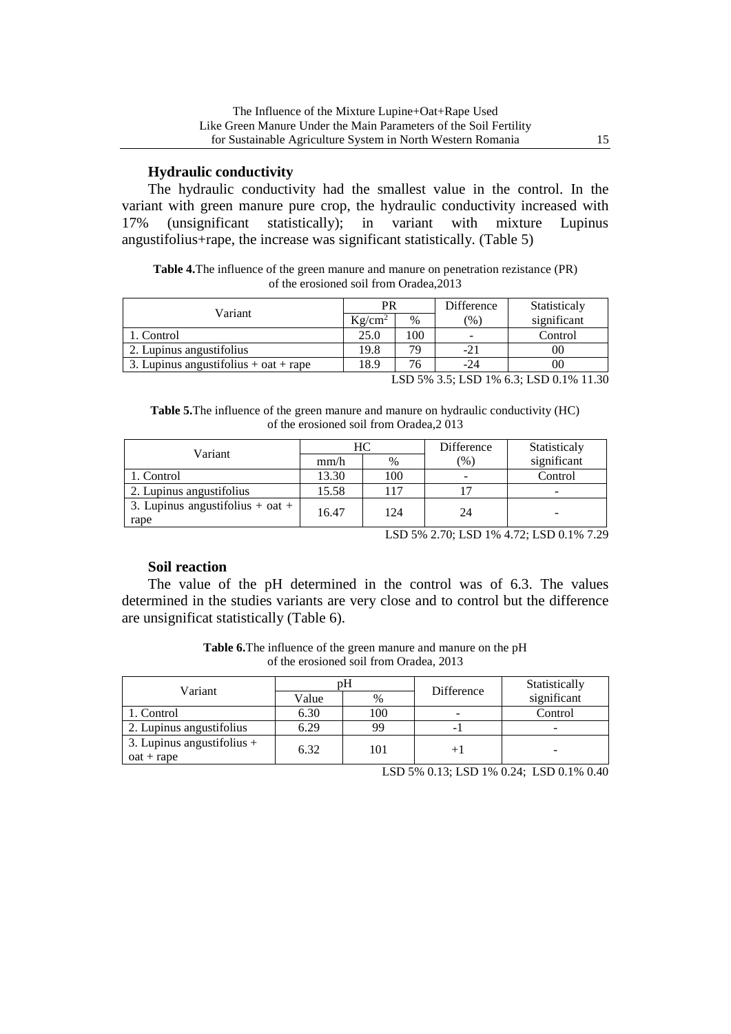### Hydraulic conductivity

The hydraulic conductivity had the smallest value in the control. In the variant with green manure pure crop, the hydraulic conductivity increased with 17% (unsignificant statistically); in variant with mixture Lupinus angustifolius+rape, the increase was significant statistically. (Table 5)

**Table 4.**The influence of the green manure and manure on penetration rezistance (PR) of the erosioned soil from Oradea,2013

| Variant | PR | | Difference | Statisticaly |
|---|---|---|---|---|
| | $Kg/cm^2$ | % | (%) | significant |
| 1. Control | 25.0 | 100 | - | Control |
| 2. Lupinus angustifolius | 19.8 | 79 | -21 | 00 |
| 3. Lupinus angustifolius + oat + rape | 18.9 | 76 | -24 | 00 |

LSD 5% 3.5; LSD 1% 6.3; LSD 0.1% 11.30

**Table 5.**The influence of the green manure and manure on hydraulic conductivity (HC) of the erosioned soil from Oradea,2 013

| Variant | HC | | Difference | Statisticaly |
|---|---|---|---|---|
| | mm/h | % | (%) | significant |
| 1. Control | 13.30 | 100 | - | Control |
| 2. Lupinus angustifolius | 15.58 | 117 | 17 | - |
| 3. Lupinus angustifolius + oat + rape | 16.47 | 124 | 24 | - |

LSD 5% 2.70; LSD 1% 4.72; LSD 0.1% 7.29

### Soil reaction

The value of the pH determined in the control was of 6.3. The values determined in the studies variants are very close and to control but the difference are unsignificat statistically (Table 6).

**Table 6.**The influence of the green manure and manure on the pH of the erosioned soil from Oradea, 2013

| Variant | pH | | Difference | Statistically |
|---|---|---|---|---|
| | Value | % | | significant |
| 1. Control | 6.30 | 100 | - | Control |
| 2. Lupinus angustifolius | 6.29 | 99 | -1 | - |
| 3. Lupinus angustifolius + oat + rape | 6.32 | 101 | +1 | - |

LSD 5% 0.13; LSD 1% 0.24; LSD 0.1% 0.40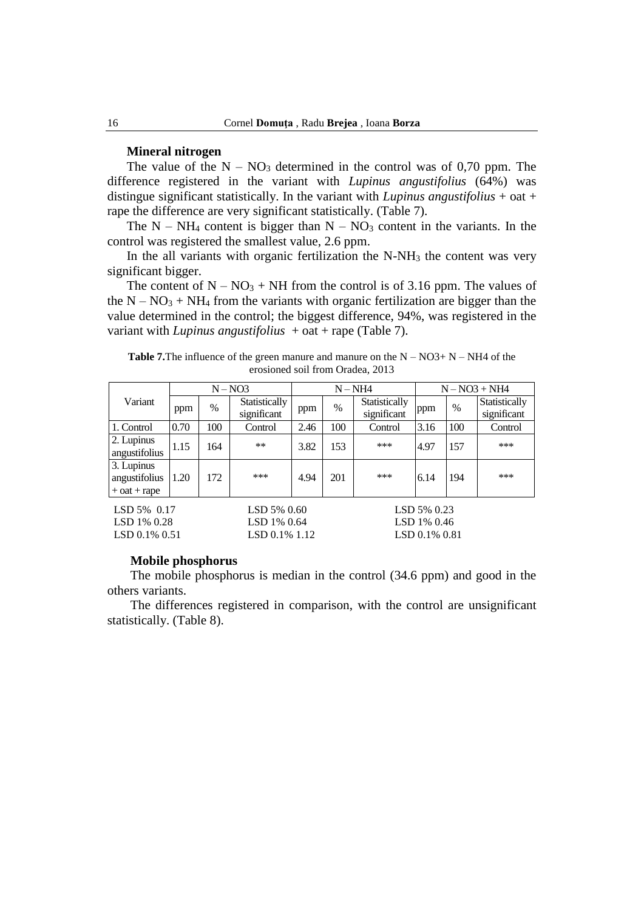**Mineral nitrogen**

The value of the $N - NO_3$ determined in the control was of 0,70 ppm. The difference registered in the variant with *Lupinus angustifolius* (64%) was distingue significant statistically. In the variant with *Lupinus angustifolius* + oat + rape the difference are very significant statistically. (Table 7).

The $N - NH_4$ content is bigger than $N - NO_3$ content in the variants. In the control was registered the smallest value, 2.6 ppm.

In the all variants with organic fertilization the $N\text{-}NH_3$ the content was very significant bigger.

The content of $N - NO_3$ + NH from the control is of 3.16 ppm. The values of the $N - NO_3 + NH_4$ from the variants with organic fertilization are bigger than the value determined in the control; the biggest difference, 94%, was registered in the variant with *Lupinus angustifolius* + oat + rape (Table 7).

**Table 7.**The influence of the green manure and manure on the N – NO3+ N – NH4 of the erosioned soil from Oradea, 2013

| Variant | N – NO3 | | | N – NH4 | | | N – NO3 + NH4 | | |
|---|---|---|---|---|---|---|---|---|---|
| | ppm | % | Statistically significant | ppm | % | Statistically significant | ppm | % | Statistically significant |
| 1. Control | 0.70 | 100 | Control | 2.46 | 100 | Control | 3.16 | 100 | Control |
| 2. Lupinus angustifolius | 1.15 | 164 | ** | 3.82 | 153 | *** | 4.97 | 157 | *** |
| 3. Lupinus angustifolius + oat + rape | 1.20 | 172 | *** | 4.94 | 201 | *** | 6.14 | 194 | *** |

| | | |
|---|---|---|
| LSD 5% 0.17 | LSD 5% 0.60 | LSD 5% 0.23 |
| LSD 1% 0.28 | LSD 1% 0.64 | LSD 1% 0.46 |
| LSD 0.1% 0.51 | LSD 0.1% 1.12 | LSD 0.1% 0.81 |

**Mobile phosphorus**

The mobile phosphorus is median in the control (34.6 ppm) and good in the others variants.

The differences registered in comparison, with the control are unsignificant statistically. (Table 8).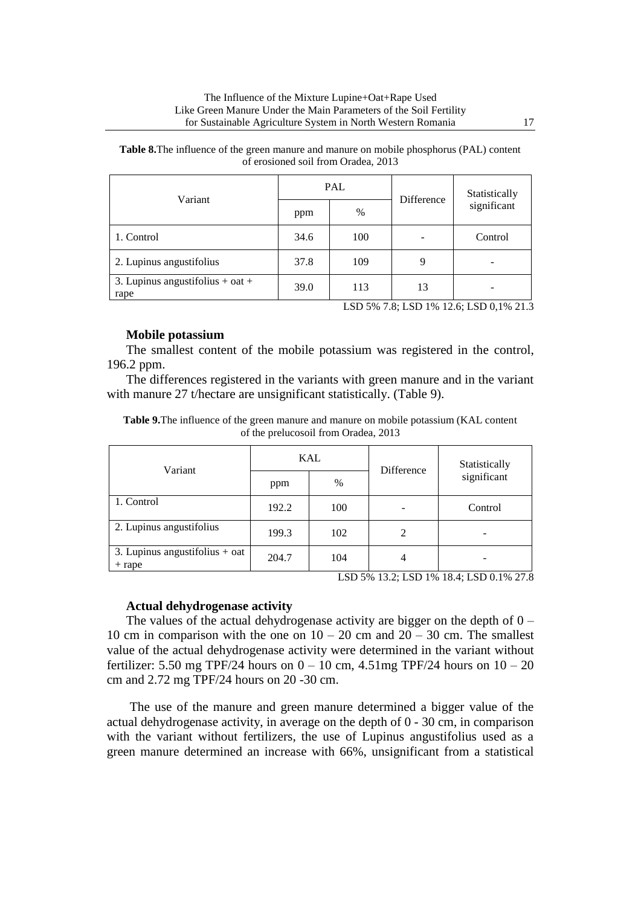**Table 8.**The influence of the green manure and manure on mobile phosphorus (PAL) content of erosioned soil from Oradea, 2013

| Variant | PAL | | Difference | Statistically significant |
|---|---|---|---|---|
| | ppm | % | | |
| 1. Control | 34.6 | 100 | - | Control |
| 2. Lupinus angustifolius | 37.8 | 109 | 9 | - |
| 3. Lupinus angustifolius + oat + rape | 39.0 | 113 | 13 | - |

LSD 5% 7.8; LSD 1% 12.6; LSD 0,1% 21.3

### Mobile potassium

The smallest content of the mobile potassium was registered in the control, 196.2 ppm.

The differences registered in the variants with green manure and in the variant with manure 27 t/hectare are unsignificant statistically. (Table 9).

**Table 9.**The influence of the green manure and manure on mobile potassium (KAL content of the prelucosoil from Oradea, 2013

| Variant | KAL | | Difference | Statistically significant |
|---|---|---|---|---|
| | ppm | % | | |
| 1. Control | 192.2 | 100 | - | Control |
| 2. Lupinus angustifolius | 199.3 | 102 | 2 | - |
| 3. Lupinus angustifolius + oat + rape | 204.7 | 104 | 4 | - |

LSD 5% 13.2; LSD 1% 18.4; LSD 0.1% 27.8

### Actual dehydrogenase activity

The values of the actual dehydrogenase activity are bigger on the depth of 0 – 10 cm in comparison with the one on 10 – 20 cm and 20 – 30 cm. The smallest value of the actual dehydrogenase activity were determined in the variant without fertilizer: 5.50 mg TPF/24 hours on 0 – 10 cm, 4.51mg TPF/24 hours on 10 – 20 cm and 2.72 mg TPF/24 hours on 20 -30 cm.

The use of the manure and green manure determined a bigger value of the actual dehydrogenase activity, in average on the depth of 0 - 30 cm, in comparison with the variant without fertilizers, the use of Lupinus angustifolius used as a green manure determined an increase with 66%, unsignificant from a statistical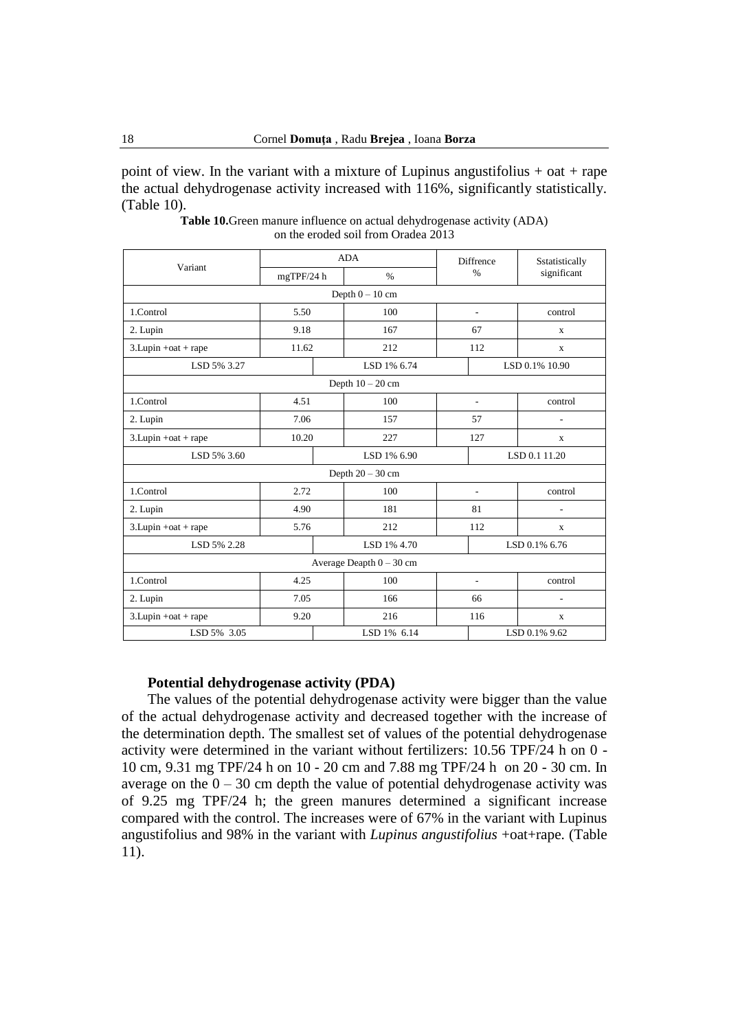point of view. In the variant with a mixture of Lupinus angustifolius + oat + rape the actual dehydrogenase activity increased with 116%, significantly statistically. (Table 10).

**Table 10.**Green manure influence on actual dehydrogenase activity (ADA) on the eroded soil from Oradea 2013

| Variant | ADA | | Diffrence | Sstatistically |
|---|---|---|---|---|
| | mgTPF/24 h | % | % | significant |
| Depth 0 – 10 cm | | | | |
| 1.Control | 5.50 | 100 | - | control |
| 2. Lupin | 9.18 | 167 | 67 | x |
| 3.Lupin +oat + rape | 11.62 | 212 | 112 | x |
| LSD 5% 3.27 | | LSD 1% 6.74 | | LSD 0.1% 10.90 |
| Depth 10 – 20 cm | | | | |
| 1.Control | 4.51 | 100 | - | control |
| 2. Lupin | 7.06 | 157 | 57 | - |
| 3.Lupin +oat + rape | 10.20 | 227 | 127 | x |
| LSD 5% 3.60 | | LSD 1% 6.90 | | LSD 0.1 11.20 |
| Depth 20 – 30 cm | | | | |
| 1.Control | 2.72 | 100 | - | control |
| 2. Lupin | 4.90 | 181 | 81 | - |
| 3.Lupin +oat + rape | 5.76 | 212 | 112 | x |
| LSD 5% 2.28 | | LSD 1% 4.70 | | LSD 0.1% 6.76 |
| Average Deapth 0 – 30 cm | | | | |
| 1.Control | 4.25 | 100 | - | control |
| 2. Lupin | 7.05 | 166 | 66 | - |
| 3.Lupin +oat + rape | 9.20 | 216 | 116 | x |
| LSD 5% 3.05 | | LSD 1% 6.14 | | LSD 0.1% 9.62 |

### Potential dehydrogenase activity (PDA)

The values of the potential dehydrogenase activity were bigger than the value of the actual dehydrogenase activity and decreased together with the increase of the determination depth. The smallest set of values of the potential dehydrogenase activity were determined in the variant without fertilizers: 10.56 TPF/24 h on 0 - 10 cm, 9.31 mg TPF/24 h on 10 - 20 cm and 7.88 mg TPF/24 h on 20 - 30 cm. In average on the 0 – 30 cm depth the value of potential dehydrogenase activity was of 9.25 mg TPF/24 h; the green manures determined a significant increase compared with the control. The increases were of 67% in the variant with Lupinus angustifolius and 98% in the variant with *Lupinus angustifolius* +oat+rape. (Table 11).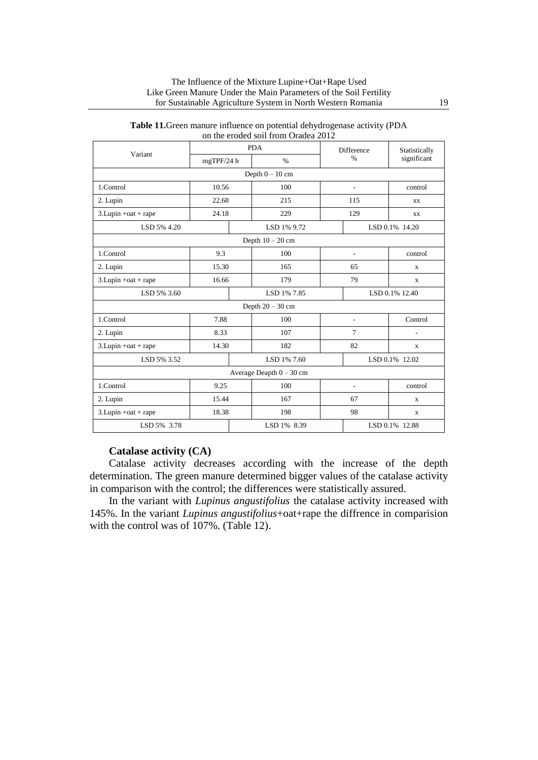**Table 11.** Green manure influence on potential dehydrogenase activity (PDA on the eroded soil from Oradea 2012

| Variant | PDA | | Difference % | Statistically significant |
|---|---|---|---|---|
| | mgTPF/24 h | % | | |
| Depth 0 – 10 cm | | | | |
| 1.Control | 10.56 | 100 | - | control |
| 2. Lupin | 22.68 | 215 | 115 | xx |
| 3.Lupin +oat + rape | 24.18 | 229 | 129 | xx |
| LSD 5% 4.20 | | LSD 1% 9.72 | | LSD 0.1% 14.20 |
| Depth 10 – 20 cm | | | | |
| 1.Control | 9.3 | 100 | - | control |
| 2. Lupin | 15.30 | 165 | 65 | x |
| 3.Lupin +oat + rape | 16.66 | 179 | 79 | x |
| LSD 5% 3.60 | | LSD 1% 7.85 | | LSD 0.1% 12.40 |
| Depth 20 – 30 cm | | | | |
| 1.Control | 7.88 | 100 | - | Control |
| 2. Lupin | 8.33 | 107 | 7 | - |
| 3.Lupin +oat + rape | 14.30 | 182 | 82 | x |
| LSD 5% 3.52 | | LSD 1% 7.60 | | LSD 0.1% 12.02 |
| Average Deapth 0 – 30 cm | | | | |
| 1.Control | 9.25 | 100 | - | control |
| 2. Lupin | 15.44 | 167 | 67 | x |
| 3.Lupin +oat + rape | 18.38 | 198 | 98 | x |
| LSD 5% 3.78 | | LSD 1% 8.39 | | LSD 0.1% 12.88 |

**Catalase activity (CA)**

Catalase activity decreases according with the increase of the depth determination. The green manure determined bigger values of the catalase activity in comparison with the control; the differences were statistically assured.

In the variant with *Lupinus angustifolius* the catalase activity increased with 145%. In the variant *Lupinus angustifolius*+oat+rape the diffrence in comparision with the control was of 107%. (Table 12).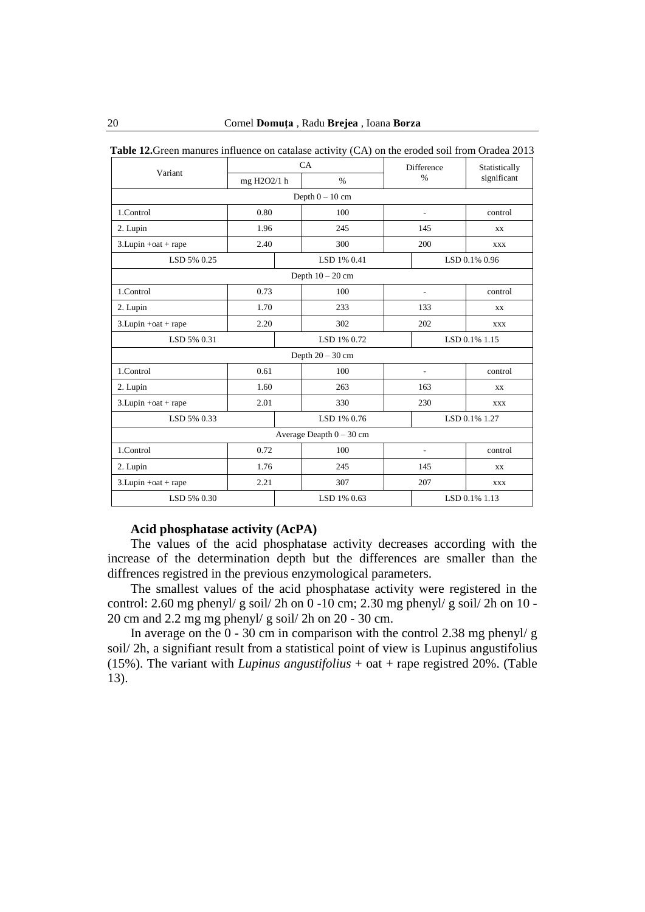**Table 12.** Green manures influence on catalase activity (CA) on the eroded soil from Oradea 2013

| Variant | CA | | Difference % | Statistically significant |
|---|---|---|---|---|
| | mg H2O2/1 h | % | | |
| Depth 0 – 10 cm | | | | |
| 1.Control | 0.80 | 100 | - | control |
| 2. Lupin | 1.96 | 245 | 145 | xx |
| 3.Lupin +oat + rape | 2.40 | 300 | 200 | xxx |
| LSD 5% 0.25 | | LSD 1% 0.41 | | LSD 0.1% 0.96 |
| Depth 10 – 20 cm | | | | |
| 1.Control | 0.73 | 100 | - | control |
| 2. Lupin | 1.70 | 233 | 133 | xx |
| 3.Lupin +oat + rape | 2.20 | 302 | 202 | xxx |
| LSD 5% 0.31 | | LSD 1% 0.72 | | LSD 0.1% 1.15 |
| Depth 20 – 30 cm | | | | |
| 1.Control | 0.61 | 100 | - | control |
| 2. Lupin | 1.60 | 263 | 163 | xx |
| 3.Lupin +oat + rape | 2.01 | 330 | 230 | xxx |
| LSD 5% 0.33 | | LSD 1% 0.76 | | LSD 0.1% 1.27 |
| Average Deapth 0 – 30 cm | | | | |
| 1.Control | 0.72 | 100 | - | control |
| 2. Lupin | 1.76 | 245 | 145 | xx |
| 3.Lupin +oat + rape | 2.21 | 307 | 207 | xxx |
| LSD 5% 0.30 | | LSD 1% 0.63 | | LSD 0.1% 1.13 |

**Acid phosphatase activity (AcPA)**

The values of the acid phosphatase activity decreases according with the increase of the determination depth but the differences are smaller than the diffrences registred in the previous enzymological parameters.

The smallest values of the acid phosphatase activity were registered in the control: 2.60 mg phenyl/ g soil/ 2h on 0 -10 cm; 2.30 mg phenyl/ g soil/ 2h on 10 - 20 cm and 2.2 mg mg phenyl/ g soil/ 2h on 20 - 30 cm.

In average on the 0 - 30 cm in comparison with the control 2.38 mg phenyl/ g soil/ 2h, a signifiant result from a statistical point of view is Lupinus angustifolius (15%). The variant with *Lupinus angustifolius* + oat + rape registred 20%. (Table 13).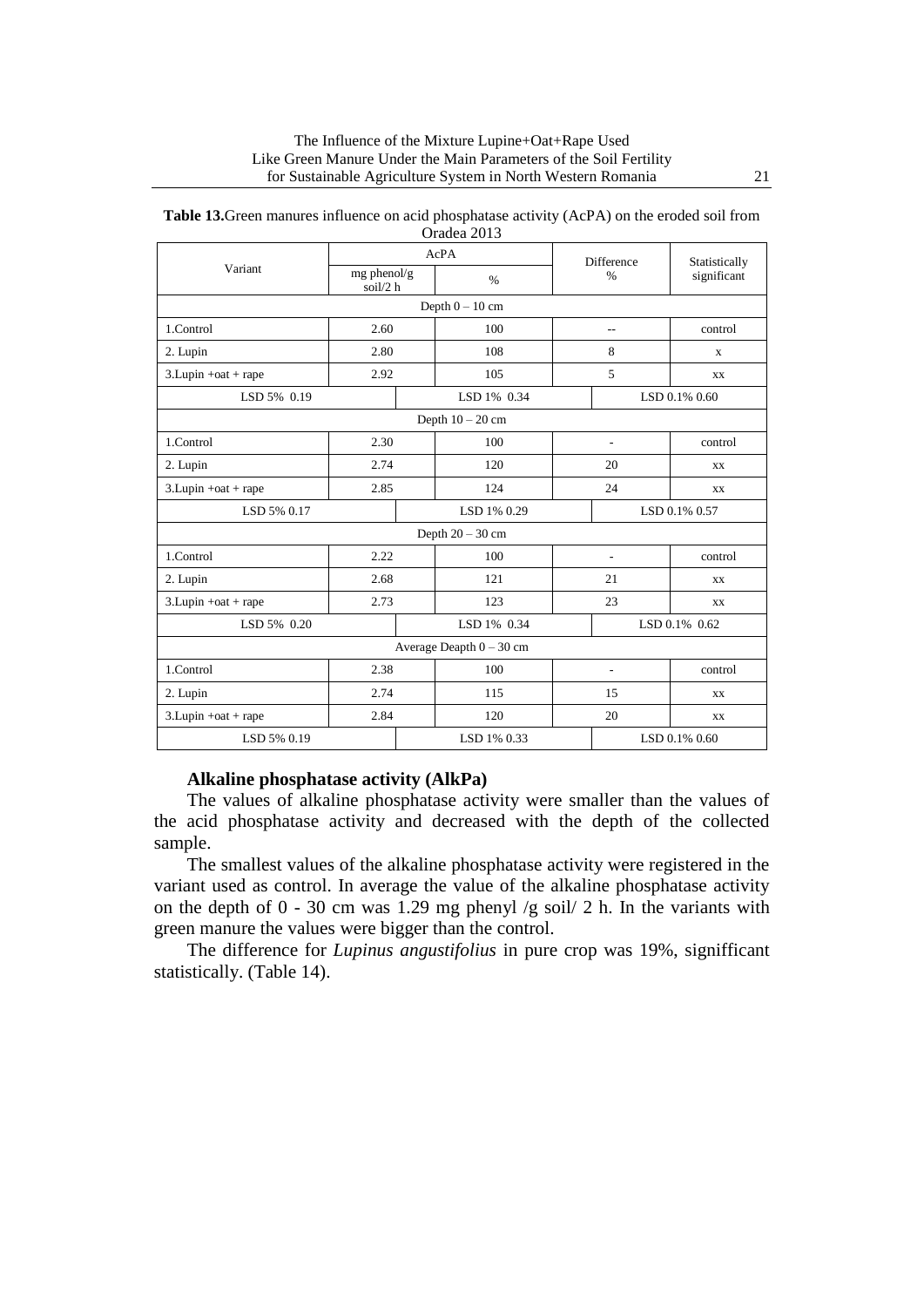**Table 13.** Green manures influence on acid phosphatase activity (AcPA) on the eroded soil from Oradea 2013

| Variant | AcPA | | Difference | Statistically significant |
|---|---|---|---|---|
| | mg phenol/g soil/2 h | % | % | |
| Depth 0 – 10 cm | | | | |
| 1.Control | 2.60 | 100 | -- | control |
| 2. Lupin | 2.80 | 108 | 8 | x |
| 3.Lupin +oat + rape | 2.92 | 105 | 5 | xx |
| LSD 5% 0.19 | | LSD 1% 0.34 | LSD 0.1% 0.60 | |
| Depth 10 – 20 cm | | | | |
| 1.Control | 2.30 | 100 | - | control |
| 2. Lupin | 2.74 | 120 | 20 | xx |
| 3.Lupin +oat + rape | 2.85 | 124 | 24 | xx |
| LSD 5% 0.17 | | LSD 1% 0.29 | LSD 0.1% 0.57 | |
| Depth 20 – 30 cm | | | | |
| 1.Control | 2.22 | 100 | - | control |
| 2. Lupin | 2.68 | 121 | 21 | xx |
| 3.Lupin +oat + rape | 2.73 | 123 | 23 | xx |
| LSD 5% 0.20 | | LSD 1% 0.34 | LSD 0.1% 0.62 | |
| Average Deapth 0 – 30 cm | | | | |
| 1.Control | 2.38 | 100 | - | control |
| 2. Lupin | 2.74 | 115 | 15 | xx |
| 3.Lupin +oat + rape | 2.84 | 120 | 20 | xx |
| LSD 5% 0.19 | | LSD 1% 0.33 | LSD 0.1% 0.60 | |

**Alkaline phosphatase activity (AlkPa)**

The values of alkaline phosphatase activity were smaller than the values of the acid phosphatase activity and decreased with the depth of the collected sample.

The smallest values of the alkaline phosphatase activity were registered in the variant used as control. In average the value of the alkaline phosphatase activity on the depth of 0 - 30 cm was 1.29 mg phenyl /g soil/ 2 h. In the variants with green manure the values were bigger than the control.

The difference for *Lupinus angustifolius* in pure crop was 19%, signifficant statistically. (Table 14).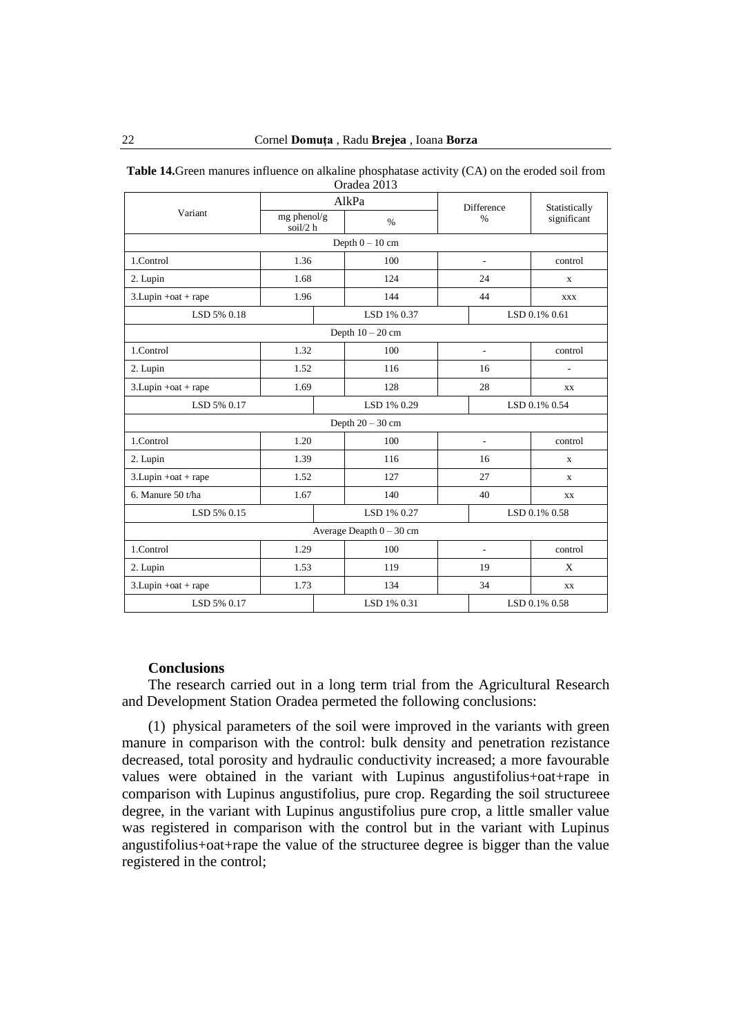**Table 14.** Green manures influence on alkaline phosphatase activity (CA) on the eroded soil from Oradea 2013

| Variant | AlkPa | | Difference % | Statistically significant |
|---|---|---|---|---|
| | mg phenol/g soil/2 h | % | | |
| Depth 0 – 10 cm | | | | |
| 1.Control | 1.36 | 100 | - | control |
| 2. Lupin | 1.68 | 124 | 24 | x |
| 3.Lupin +oat + rape | 1.96 | 144 | 44 | xxx |
| LSD 5% 0.18 | | LSD 1% 0.37 | | LSD 0.1% 0.61 |
| Depth 10 – 20 cm | | | | |
| 1.Control | 1.32 | 100 | - | control |
| 2. Lupin | 1.52 | 116 | 16 | - |
| 3.Lupin +oat + rape | 1.69 | 128 | 28 | xx |
| LSD 5% 0.17 | | LSD 1% 0.29 | | LSD 0.1% 0.54 |
| Depth 20 – 30 cm | | | | |
| 1.Control | 1.20 | 100 | - | control |
| 2. Lupin | 1.39 | 116 | 16 | x |
| 3.Lupin +oat + rape | 1.52 | 127 | 27 | x |
| 6. Manure 50 t/ha | 1.67 | 140 | 40 | xx |
| LSD 5% 0.15 | | LSD 1% 0.27 | | LSD 0.1% 0.58 |
| Average Deapth 0 – 30 cm | | | | |
| 1.Control | 1.29 | 100 | - | control |
| 2. Lupin | 1.53 | 119 | 19 | X |
| 3.Lupin +oat + rape | 1.73 | 134 | 34 | xx |
| LSD 5% 0.17 | | LSD 1% 0.31 | | LSD 0.1% 0.58 |

## Conclusions

The research carried out in a long term trial from the Agricultural Research and Development Station Oradea permeted the following conclusions:

(1) physical parameters of the soil were improved in the variants with green manure in comparison with the control: bulk density and penetration rezistance decreased, total porosity and hydraulic conductivity increased; a more favourable values were obtained in the variant with Lupinus angustifolius+oat+rape in comparison with Lupinus angustifolius, pure crop. Regarding the soil structureee degree, in the variant with Lupinus angustifolius pure crop, a little smaller value was registered in comparison with the control but in the variant with Lupinus angustifolius+oat+rape the value of the structuree degree is bigger than the value registered in the control;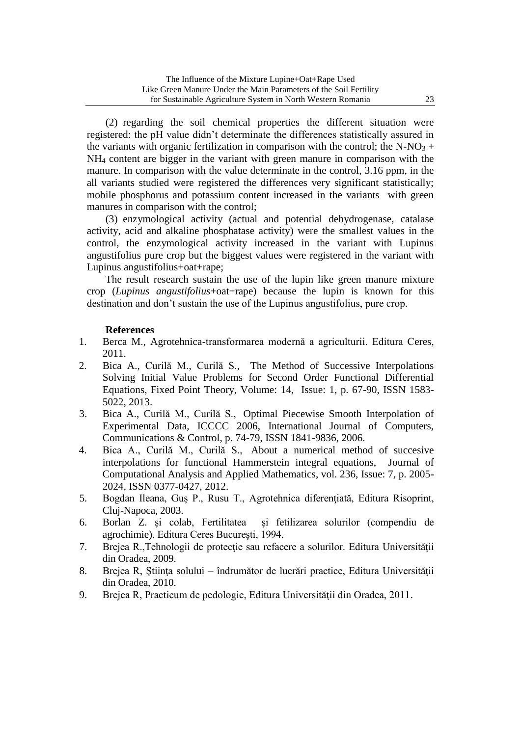(2) regarding the soil chemical properties the different situation were registered: the pH value didn't determinate the differences statistically assured in the variants with organic fertilization in comparison with the control; the N-$NO_3$ + $NH_4$ content are bigger in the variant with green manure in comparison with the manure. In comparison with the value determinate in the control, 3.16 ppm, in the all variants studied were registered the differences very significant statistically; mobile phosphorus and potassium content increased in the variants with green manures in comparison with the control;

(3) enzymological activity (actual and potential dehydrogenase, catalase activity, acid and alkaline phosphatase activity) were the smallest values in the control, the enzymological activity increased in the variant with Lupinus angustifolius pure crop but the biggest values were registered in the variant with Lupinus angustifolius+oat+rape;

The result research sustain the use of the lupin like green manure mixture crop (*Lupinus angustifolius*+oat+rape) because the lupin is known for this destination and don't sustain the use of the Lupinus angustifolius, pure crop.

**References**

1. Berca M., Agrotehnica-transformarea modernă a agriculturii. Editura Ceres, 2011.
2. Bica A., Curilă M., Curilă S., The Method of Successive Interpolations Solving Initial Value Problems for Second Order Functional Differential Equations, Fixed Point Theory, Volume: 14, Issue: 1, p. 67-90, ISSN 1583-5022, 2013.
3. Bica A., Curilă M., Curilă S., Optimal Piecewise Smooth Interpolation of Experimental Data, ICCCC 2006, International Journal of Computers, Communications & Control, p. 74-79, ISSN 1841-9836, 2006.
4. Bica A., Curilă M., Curilă S., About a numerical method of succesive interpolations for functional Hammerstein integral equations, Journal of Computational Analysis and Applied Mathematics, vol. 236, Issue: 7, p. 2005-2024, ISSN 0377-0427, 2012.
5. Bogdan Ileana, Guş P., Rusu T., Agrotehnica diferenţiată, Editura Risoprint, Cluj-Napoca, 2003.
6. Borlan Z. şi colab, Fertilitatea şi fetilizarea solurilor (compendiu de agrochimie). Editura Ceres Bucureşti, 1994.
7. Brejea R.,Tehnologii de protecţie sau refacere a solurilor. Editura Universităţii din Oradea, 2009.
8. Brejea R, Ştiinţa solului – îndrumător de lucrări practice, Editura Universităţii din Oradea, 2010.
9. Brejea R, Practicum de pedologie, Editura Universităţii din Oradea, 2011.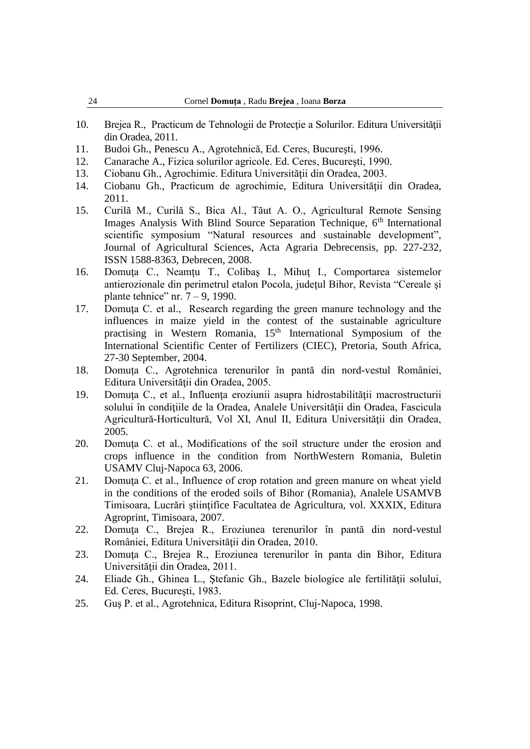10. Brejea R., Practicum de Tehnologii de Protecţie a Solurilor. Editura Universităţii din Oradea, 2011.
11. Budoi Gh., Penescu A., Agrotehnică, Ed. Ceres, Bucureşti, 1996.
12. Canarache A., Fizica solurilor agricole. Ed. Ceres, Bucureşti, 1990.
13. Ciobanu Gh., Agrochimie. Editura Universităţii din Oradea, 2003.
14. Ciobanu Gh., Practicum de agrochimie, Editura Universităţii din Oradea, 2011.
15. Curilă M., Curilă S., Bica Al., Tăut A. O., Agricultural Remote Sensing Images Analysis With Blind Source Separation Technique, 6th International scientific symposium "Natural resources and sustainable development", Journal of Agricultural Sciences, Acta Agraria Debrecensis, pp. 227-232, ISSN 1588-8363, Debrecen, 2008.
16. Domuţa C., Neamţu T., Colibaş I., Mihuţ I., Comportarea sistemelor antierozionale din perimetrul etalon Pocola, judeţul Bihor, Revista "Cereale şi plante tehnice" nr. 7 – 9, 1990.
17. Domuţa C. et al., Research regarding the green manure technology and the influences in maize yield in the contest of the sustainable agriculture practising in Western Romania, 15th International Symposium of the International Scientific Center of Fertilizers (CIEC), Pretoria, South Africa, 27-30 September, 2004.
18. Domuţa C., Agrotehnica terenurilor în pantă din nord-vestul României, Editura Universităţii din Oradea, 2005.
19. Domuţa C., et al., Influenţa eroziunii asupra hidrostabilităţii macrostructurii solului în condiţiile de la Oradea, Analele Universităţii din Oradea, Fascicula Agricultură-Horticultură, Vol XI, Anul II, Editura Universităţii din Oradea, 2005.
20. Domuţa C. et al., Modifications of the soil structure under the erosion and crops influence in the condition from NorthWestern Romania, Buletin USAMV Cluj-Napoca 63, 2006.
21. Domuţa C. et al., Influence of crop rotation and green manure on wheat yield in the conditions of the eroded soils of Bihor (Romania), Analele USAMVB Timisoara, Lucrări ştiinţifice Facultatea de Agricultura, vol. XXXIX, Editura Agroprint, Timisoara, 2007.
22. Domuţa C., Brejea R., Eroziunea terenurilor în pantă din nord-vestul României, Editura Universităţii din Oradea, 2010.
23. Domuţa C., Brejea R., Eroziunea terenurilor în panta din Bihor, Editura Universităţii din Oradea, 2011.
24. Eliade Gh., Ghinea L., Ştefanic Gh., Bazele biologice ale fertilităţii solului, Ed. Ceres, Bucureşti, 1983.
25. Guş P. et al., Agrotehnica, Editura Risoprint, Cluj-Napoca, 1998.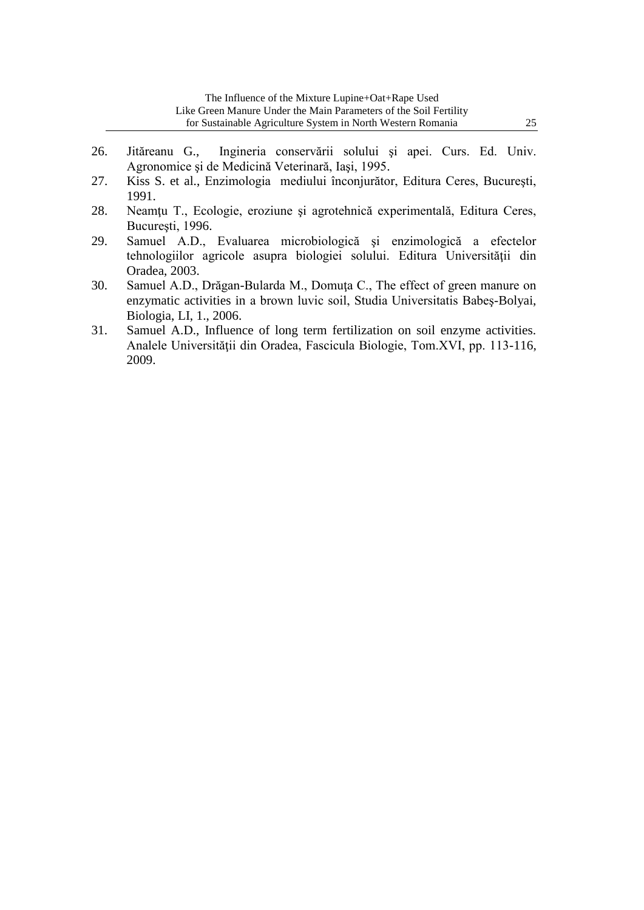26. Jităreanu G., Ingineria conservării solului şi apei. Curs. Ed. Univ. Agronomice şi de Medicină Veterinară, Iaşi, 1995.
27. Kiss S. et al., Enzimologia mediului înconjurător, Editura Ceres, Bucureşti, 1991.
28. Neamţu T., Ecologie, eroziune şi agrotehnică experimentală, Editura Ceres, Bucureşti, 1996.
29. Samuel A.D., Evaluarea microbiologică şi enzimologică a efectelor tehnologiilor agricole asupra biologiei solului. Editura Universităţii din Oradea, 2003.
30. Samuel A.D., Drăgan-Bularda M., Domuţa C., The effect of green manure on enzymatic activities in a brown luvic soil, Studia Universitatis Babeş-Bolyai, Biologia, LI, 1., 2006.
31. Samuel A.D., Influence of long term fertilization on soil enzyme activities. Analele Universităţii din Oradea, Fascicula Biologie, Tom.XVI, pp. 113-116, 2009.